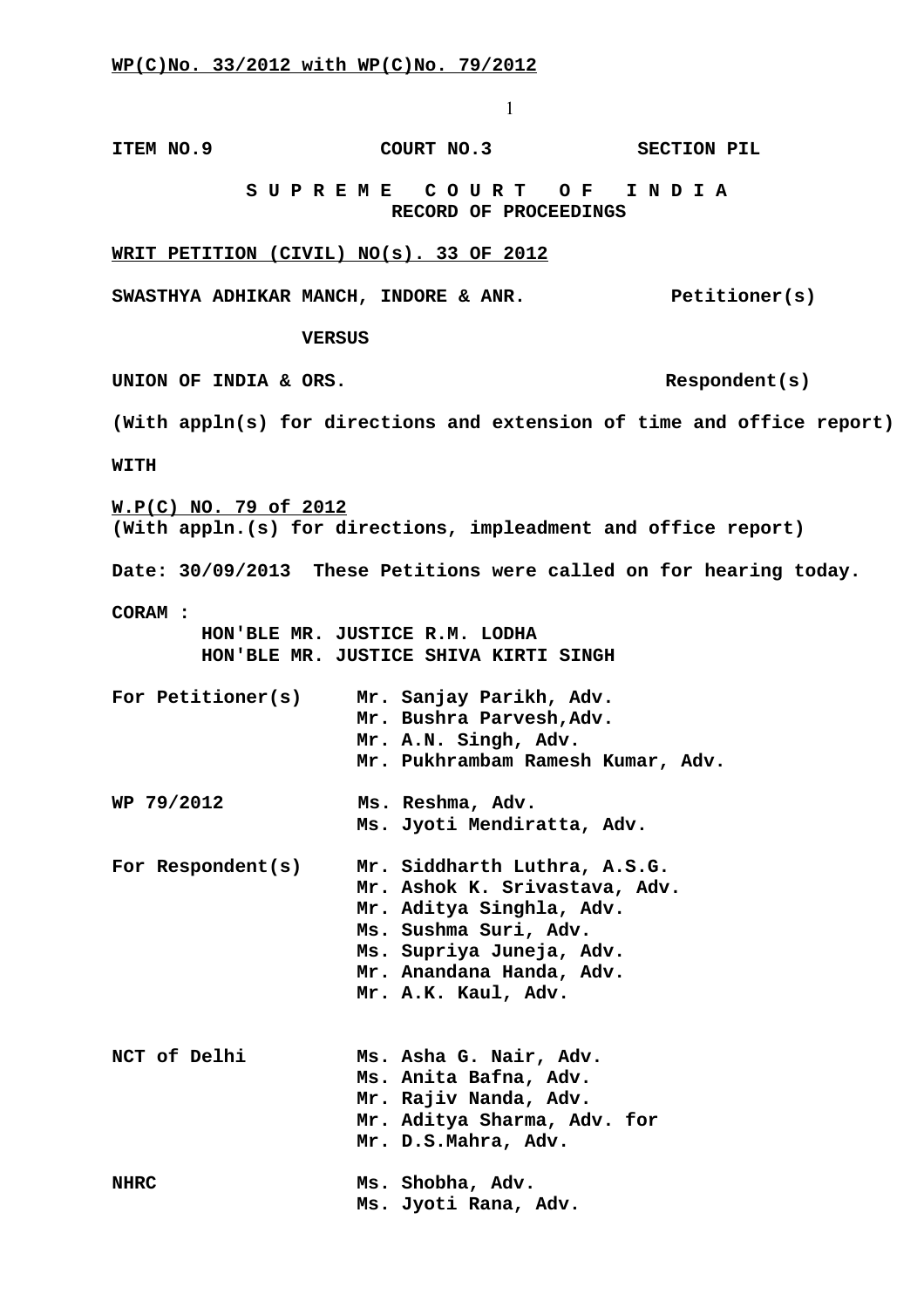ITEM NO.9 COURT NO.3 SECTION PIL

**S U P R E M E  C O U R T  O F  I N D I A**
**RECORD OF PROCEEDINGS**

**WRIT PETITION (CIVIL) NO(s). 33 OF 2012**

**SWASTHYA ADHIKAR MANCH, INDORE & ANR.** Petitioner(s)

**VERSUS**

**UNION OF INDIA & ORS.** Respondent(s)

(With appln(s) for directions and extension of time and office report)

**WITH**

**W.P(C) NO. 79 of 2012**
(With appln.(s) for directions, impleadment and office report)

Date: 30/09/2013 These Petitions were called on for hearing today.

**CORAM :**
HON'BLE MR. JUSTICE R.M. LODHA
HON'BLE MR. JUSTICE SHIVA KIRTI SINGH

For Petitioner(s)
Mr. Sanjay Parikh, Adv.
Mr. Bushra Parvesh,Adv.
Mr. A.N. Singh, Adv.
Mr. Pukhrambam Ramesh Kumar, Adv.

WP 79/2012
Ms. Reshma, Adv.
Ms. Jyoti Mendiratta, Adv.

For Respondent(s)
Mr. Siddharth Luthra, A.S.G.
Mr. Ashok K. Srivastava, Adv.
Mr. Aditya Singhla, Adv.
Ms. Sushma Suri, Adv.
Ms. Supriya Juneja, Adv.
Mr. Anandana Handa, Adv.
Mr. A.K. Kaul, Adv.

NCT of Delhi
Ms. Asha G. Nair, Adv.
Ms. Anita Bafna, Adv.
Mr. Rajiv Nanda, Adv.
Mr. Aditya Sharma, Adv. for
Mr. D.S.Mahra, Adv.

NHRC
Ms. Shobha, Adv.
Ms. Jyoti Rana, Adv.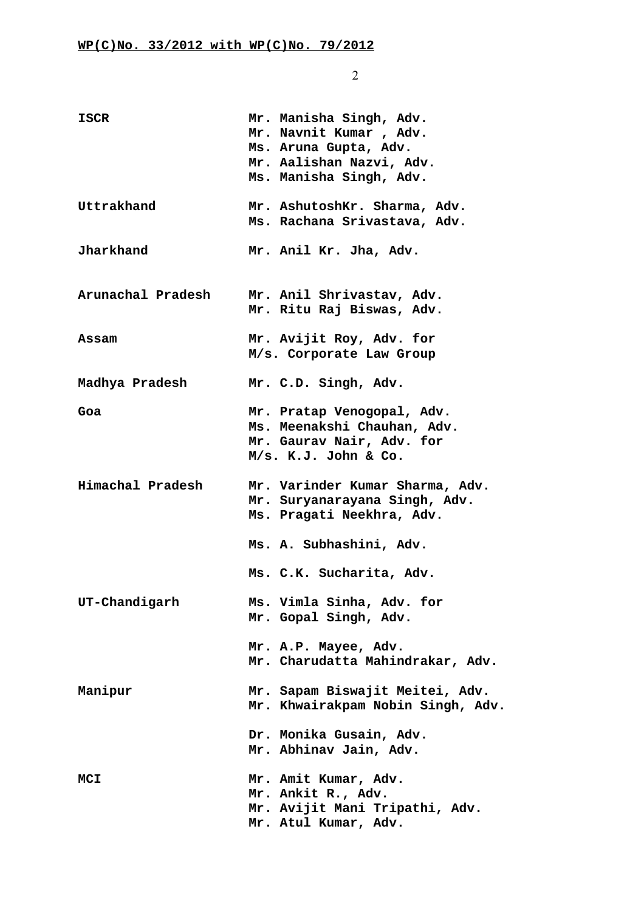| | |
|---|---|
| **ISCR** | **Mr. Manisha Singh, Adv.**<br>**Mr. Navnit Kumar , Adv.**<br>**Ms. Aruna Gupta, Adv.**<br>**Mr. Aalishan Nazvi, Adv.**<br>**Ms. Manisha Singh, Adv.** |
| **Uttrakhand** | **Mr. AshutoshKr. Sharma, Adv.**<br>**Ms. Rachana Srivastava, Adv.** |
| **Jharkhand** | **Mr. Anil Kr. Jha, Adv.** |
| **Arunachal Pradesh** | **Mr. Anil Shrivastav, Adv.**<br>**Mr. Ritu Raj Biswas, Adv.** |
| **Assam** | **Mr. Avijit Roy, Adv. for**<br>**M/s. Corporate Law Group** |
| **Madhya Pradesh** | **Mr. C.D. Singh, Adv.** |
| **Goa** | **Mr. Pratap Venogopal, Adv.**<br>**Ms. Meenakshi Chauhan, Adv.**<br>**Mr. Gaurav Nair, Adv. for**<br>**M/s. K.J. John & Co.** |
| **Himachal Pradesh** | **Mr. Varinder Kumar Sharma, Adv.**<br>**Mr. Suryanarayana Singh, Adv.**<br>**Ms. Pragati Neekhra, Adv.** |
| | **Ms. A. Subhashini, Adv.** |
| | **Ms. C.K. Sucharita, Adv.** |
| **UT-Chandigarh** | **Ms. Vimla Sinha, Adv. for**<br>**Mr. Gopal Singh, Adv.** |
| | **Mr. A.P. Mayee, Adv.**<br>**Mr. Charudatta Mahindrakar, Adv.** |
| **Manipur** | **Mr. Sapam Biswajit Meitei, Adv.**<br>**Mr. Khwairakpam Nobin Singh, Adv.** |
| | **Dr. Monika Gusain, Adv.**<br>**Mr. Abhinav Jain, Adv.** |
| **MCI** | **Mr. Amit Kumar, Adv.**<br>**Mr. Ankit R., Adv.**<br>**Mr. Avijit Mani Tripathi, Adv.**<br>**Mr. Atul Kumar, Adv.** |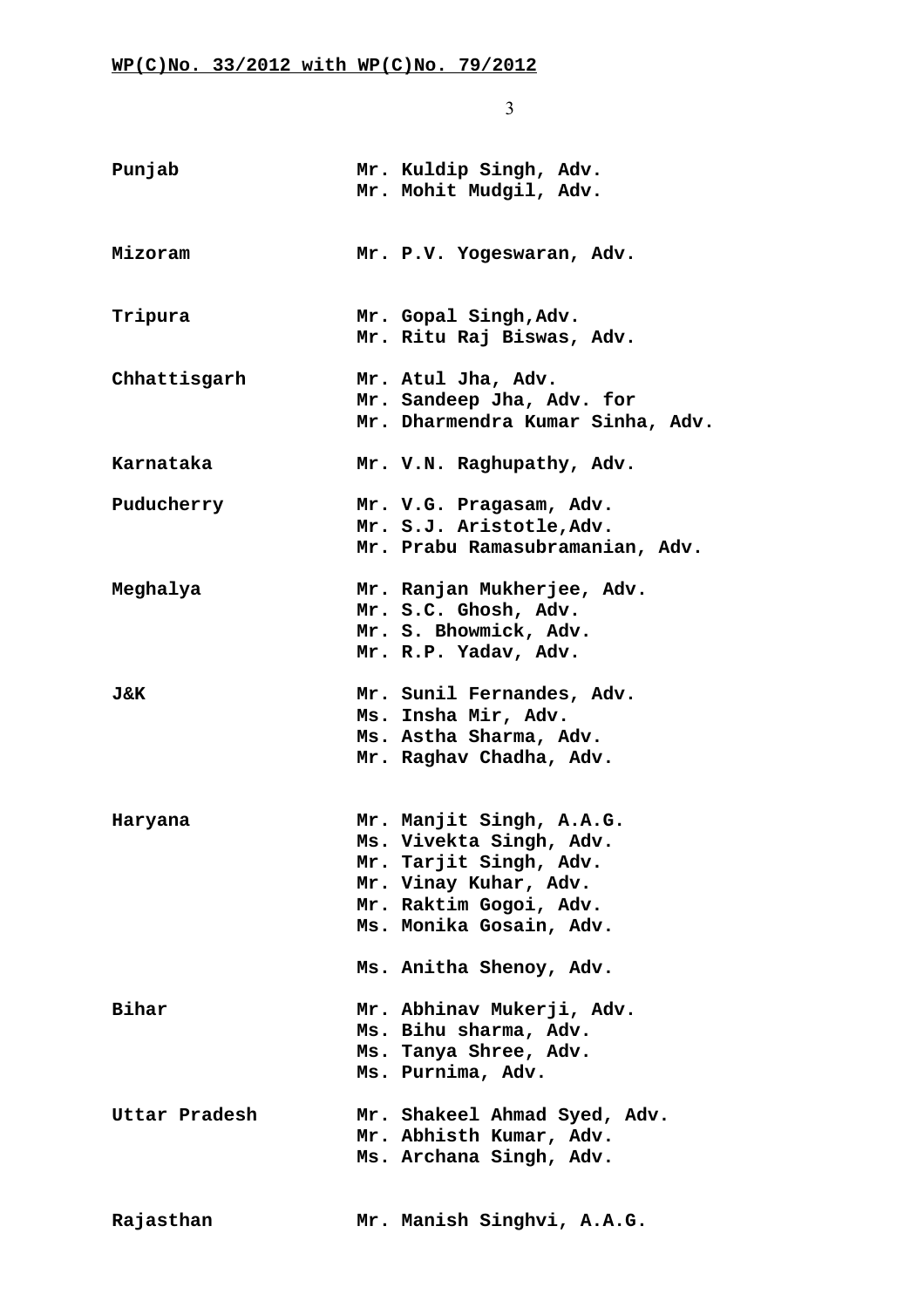| | |
|---|---|
| **Punjab** | **Mr. Kuldip Singh, Adv.**<br>**Mr. Mohit Mudgil, Adv.** |
| **Mizoram** | **Mr. P.V. Yogeswaran, Adv.** |
| **Tripura** | **Mr. Gopal Singh,Adv.**<br>**Mr. Ritu Raj Biswas, Adv.** |
| **Chhattisgarh** | **Mr. Atul Jha, Adv.**<br>**Mr. Sandeep Jha, Adv. for**<br>**Mr. Dharmendra Kumar Sinha, Adv.** |
| **Karnataka** | **Mr. V.N. Raghupathy, Adv.** |
| **Puducherry** | **Mr. V.G. Pragasam, Adv.**<br>**Mr. S.J. Aristotle,Adv.**<br>**Mr. Prabu Ramasubramanian, Adv.** |
| **Meghalya** | **Mr. Ranjan Mukherjee, Adv.**<br>**Mr. S.C. Ghosh, Adv.**<br>**Mr. S. Bhowmick, Adv.**<br>**Mr. R.P. Yadav, Adv.** |
| **J&K** | **Mr. Sunil Fernandes, Adv.**<br>**Ms. Insha Mir, Adv.**<br>**Ms. Astha Sharma, Adv.**<br>**Mr. Raghav Chadha, Adv.** |
| **Haryana** | **Mr. Manjit Singh, A.A.G.**<br>**Ms. Vivekta Singh, Adv.**<br>**Mr. Tarjit Singh, Adv.**<br>**Mr. Vinay Kuhar, Adv.**<br>**Mr. Raktim Gogoi, Adv.**<br>**Ms. Monika Gosain, Adv.** |
| | **Ms. Anitha Shenoy, Adv.** |
| **Bihar** | **Mr. Abhinav Mukerji, Adv.**<br>**Ms. Bihu sharma, Adv.**<br>**Ms. Tanya Shree, Adv.**<br>**Ms. Purnima, Adv.** |
| **Uttar Pradesh** | **Mr. Shakeel Ahmad Syed, Adv.**<br>**Mr. Abhisth Kumar, Adv.**<br>**Ms. Archana Singh, Adv.** |
| **Rajasthan** | **Mr. Manish Singhvi, A.A.G.** |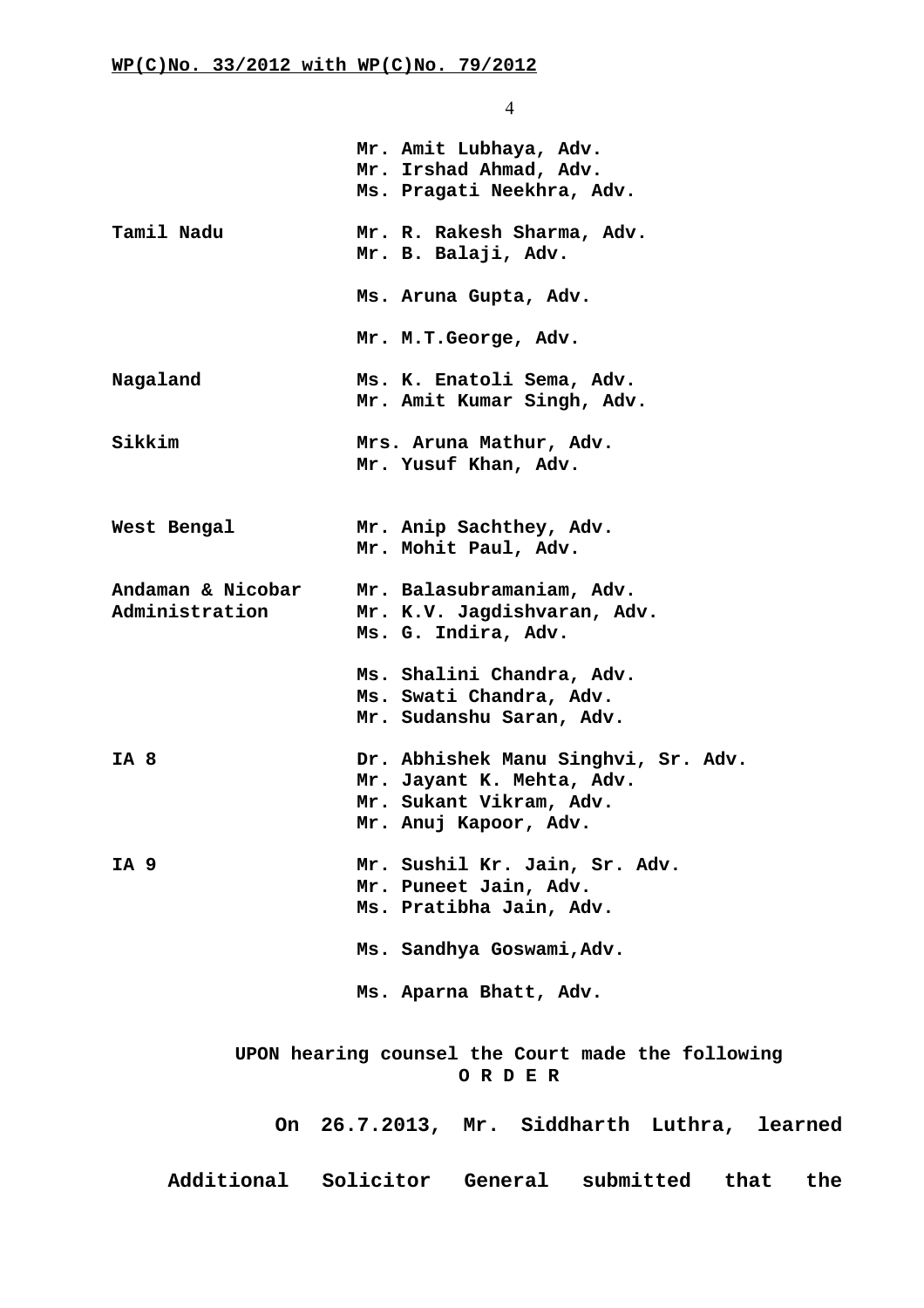| | |
|---|---|
| | **Mr. Amit Lubhaya, Adv.** |
| | **Mr. Irshad Ahmad, Adv.** |
| | **Ms. Pragati Neekhra, Adv.** |
| **Tamil Nadu** | **Mr. R. Rakesh Sharma, Adv.** |
| | **Mr. B. Balaji, Adv.** |
| | **Ms. Aruna Gupta, Adv.** |
| | **Mr. M.T.George, Adv.** |
| **Nagaland** | **Ms. K. Enatoli Sema, Adv.** |
| | **Mr. Amit Kumar Singh, Adv.** |
| **Sikkim** | **Mrs. Aruna Mathur, Adv.** |
| | **Mr. Yusuf Khan, Adv.** |
| **West Bengal** | **Mr. Anip Sachthey, Adv.** |
| | **Mr. Mohit Paul, Adv.** |
| **Andaman & Nicobar Administration** | **Mr. Balasubramaniam, Adv.** |
| | **Mr. K.V. Jagdishvaran, Adv.** |
| | **Ms. G. Indira, Adv.** |
| | **Ms. Shalini Chandra, Adv.** |
| | **Ms. Swati Chandra, Adv.** |
| | **Mr. Sudanshu Saran, Adv.** |
| **IA 8** | **Dr. Abhishek Manu Singhvi, Sr. Adv.** |
| | **Mr. Jayant K. Mehta, Adv.** |
| | **Mr. Sukant Vikram, Adv.** |
| | **Mr. Anuj Kapoor, Adv.** |
| **IA 9** | **Mr. Sushil Kr. Jain, Sr. Adv.** |
| | **Mr. Puneet Jain, Adv.** |
| | **Ms. Pratibha Jain, Adv.** |
| | **Ms. Sandhya Goswami,Adv.** |
| | **Ms. Aparna Bhatt, Adv.** |

**UPON hearing counsel the Court made the following**

**O R D E R**

**On 26.7.2013, Mr. Siddharth Luthra, learned Additional Solicitor General submitted that the**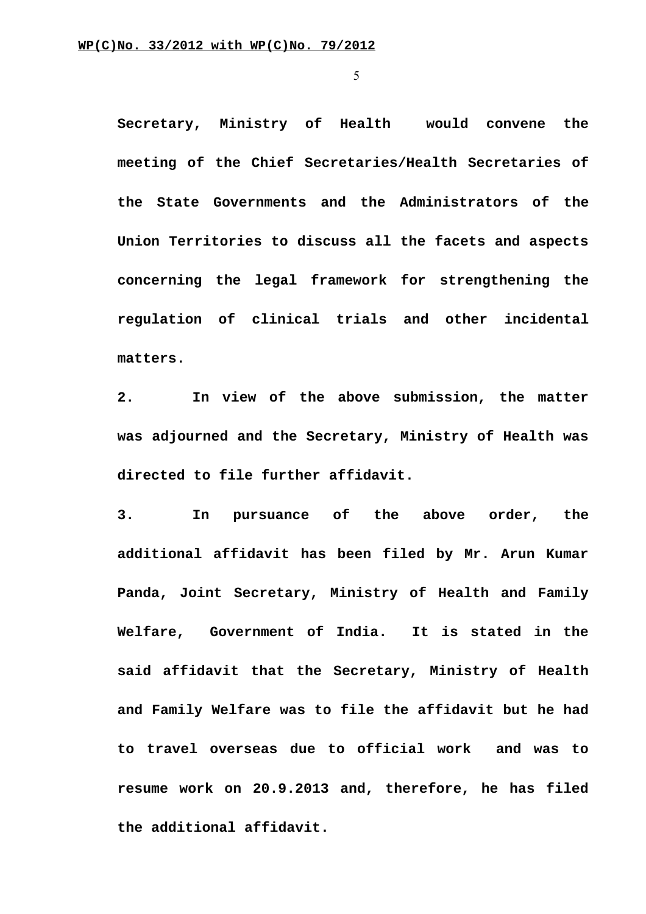**Secretary, Ministry of Health would convene the meeting of the Chief Secretaries/Health Secretaries of the State Governments and the Administrators of the Union Territories to discuss all the facets and aspects concerning the legal framework for strengthening the regulation of clinical trials and other incidental matters.**

**2. In view of the above submission, the matter was adjourned and the Secretary, Ministry of Health was directed to file further affidavit.**

**3. In pursuance of the above order, the additional affidavit has been filed by Mr. Arun Kumar Panda, Joint Secretary, Ministry of Health and Family Welfare, Government of India. It is stated in the said affidavit that the Secretary, Ministry of Health and Family Welfare was to file the affidavit but he had to travel overseas due to official work and was to resume work on 20.9.2013 and, therefore, he has filed the additional affidavit.**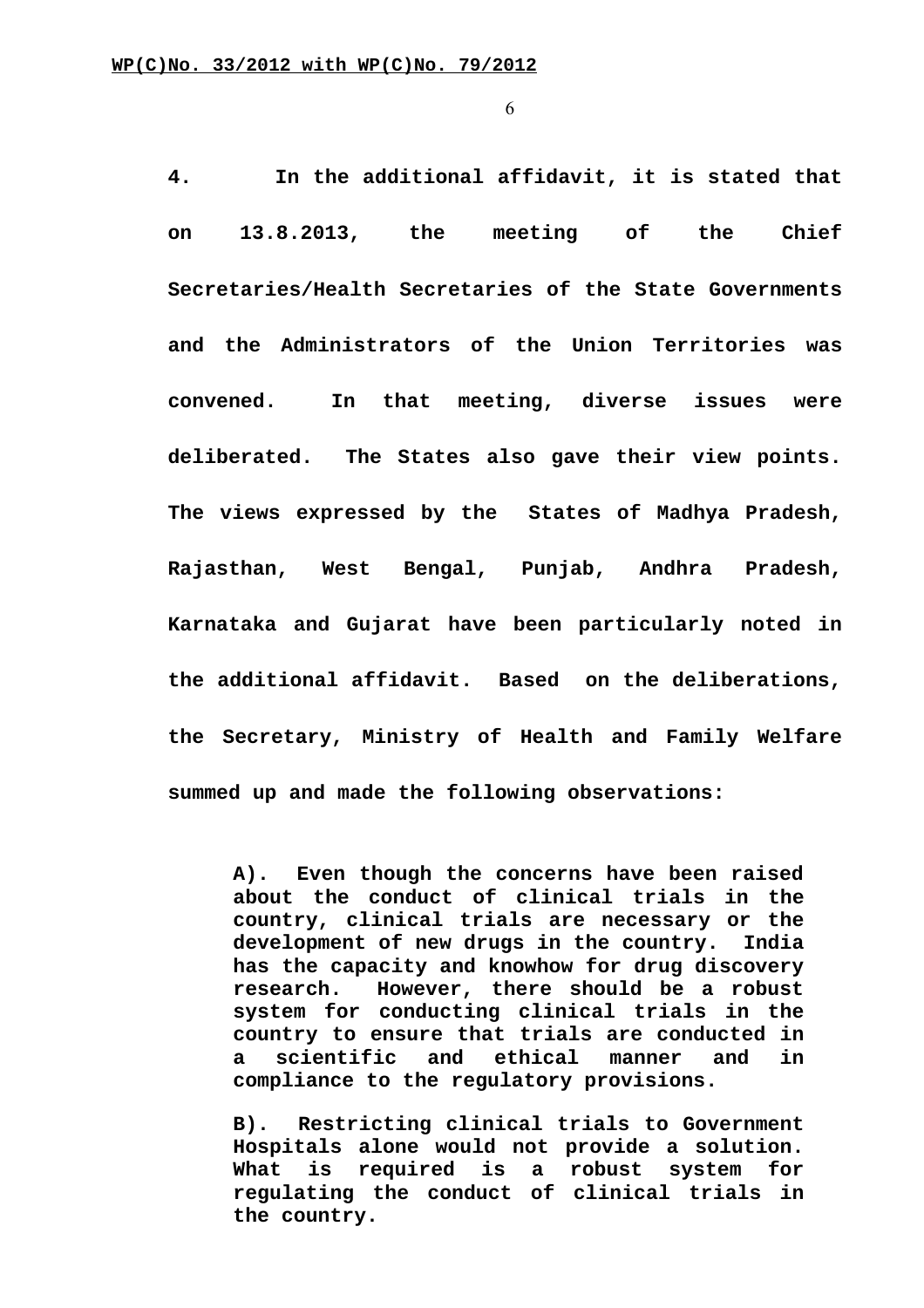**4. In the additional affidavit, it is stated that on 13.8.2013, the meeting of the Chief Secretaries/Health Secretaries of the State Governments and the Administrators of the Union Territories was convened. In that meeting, diverse issues were deliberated. The States also gave their view points. The views expressed by the States of Madhya Pradesh, Rajasthan, West Bengal, Punjab, Andhra Pradesh, Karnataka and Gujarat have been particularly noted in the additional affidavit. Based on the deliberations, the Secretary, Ministry of Health and Family Welfare summed up and made the following observations:**

> **A). Even though the concerns have been raised about the conduct of clinical trials in the country, clinical trials are necessary or the development of new drugs in the country. India has the capacity and knowhow for drug discovery research. However, there should be a robust system for conducting clinical trials in the country to ensure that trials are conducted in a scientific and ethical manner and in compliance to the regulatory provisions.**
>
> **B). Restricting clinical trials to Government Hospitals alone would not provide a solution. What is required is a robust system for regulating the conduct of clinical trials in the country.**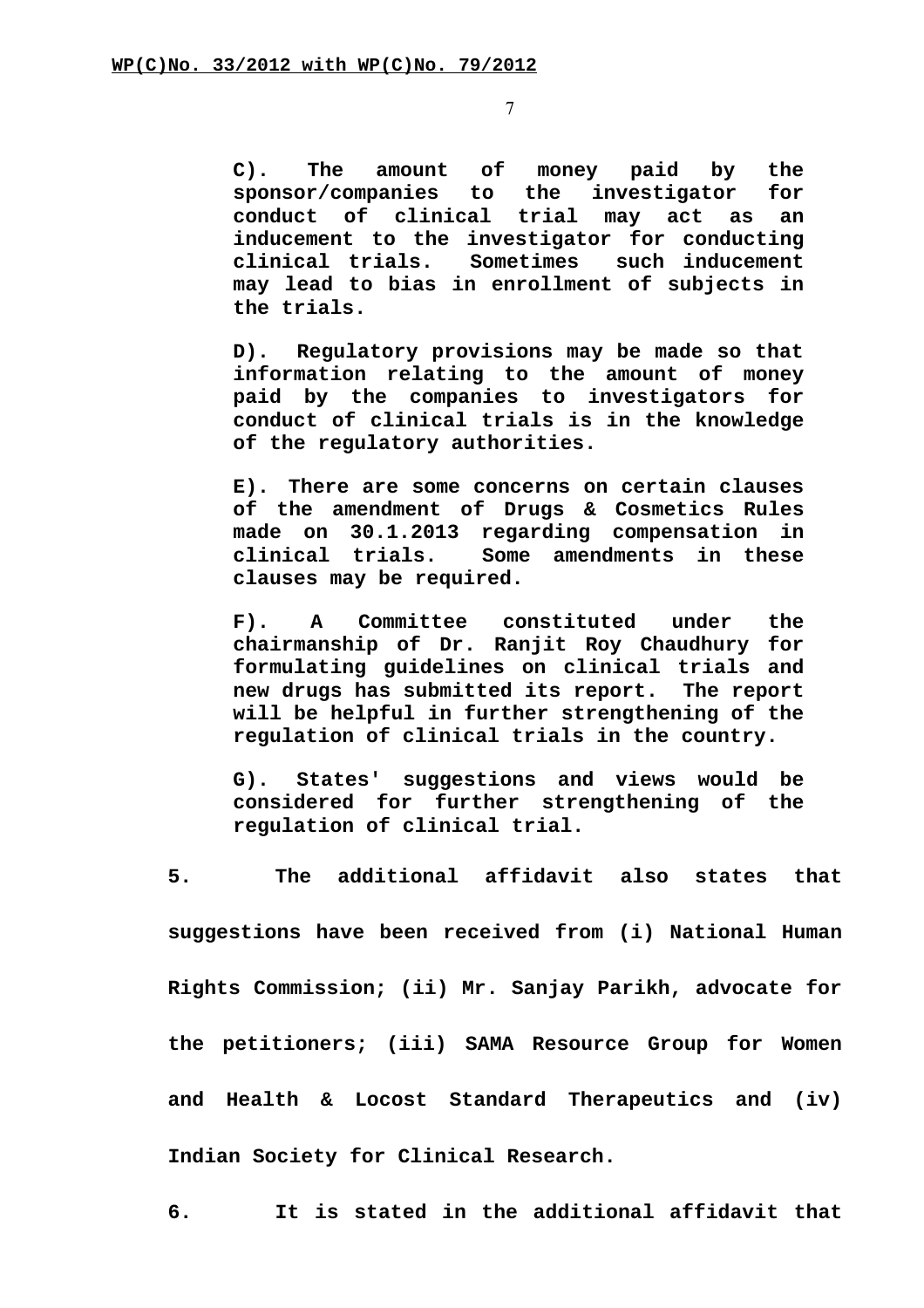**C). The amount of money paid by the sponsor/companies to the investigator for conduct of clinical trial may act as an inducement to the investigator for conducting clinical trials. Sometimes such inducement may lead to bias in enrollment of subjects in the trials.**

**D). Regulatory provisions may be made so that information relating to the amount of money paid by the companies to investigators for conduct of clinical trials is in the knowledge of the regulatory authorities.**

**E). There are some concerns on certain clauses of the amendment of Drugs & Cosmetics Rules made on 30.1.2013 regarding compensation in clinical trials. Some amendments in these clauses may be required.**

**F). A Committee constituted under the chairmanship of Dr. Ranjit Roy Chaudhury for formulating guidelines on clinical trials and new drugs has submitted its report. The report will be helpful in further strengthening of the regulation of clinical trials in the country.**

**G). States' suggestions and views would be considered for further strengthening of the regulation of clinical trial.**

**5. The additional affidavit also states that suggestions have been received from (i) National Human Rights Commission; (ii) Mr. Sanjay Parikh, advocate for the petitioners; (iii) SAMA Resource Group for Women and Health & Locost Standard Therapeutics and (iv) Indian Society for Clinical Research.**

**6. It is stated in the additional affidavit that**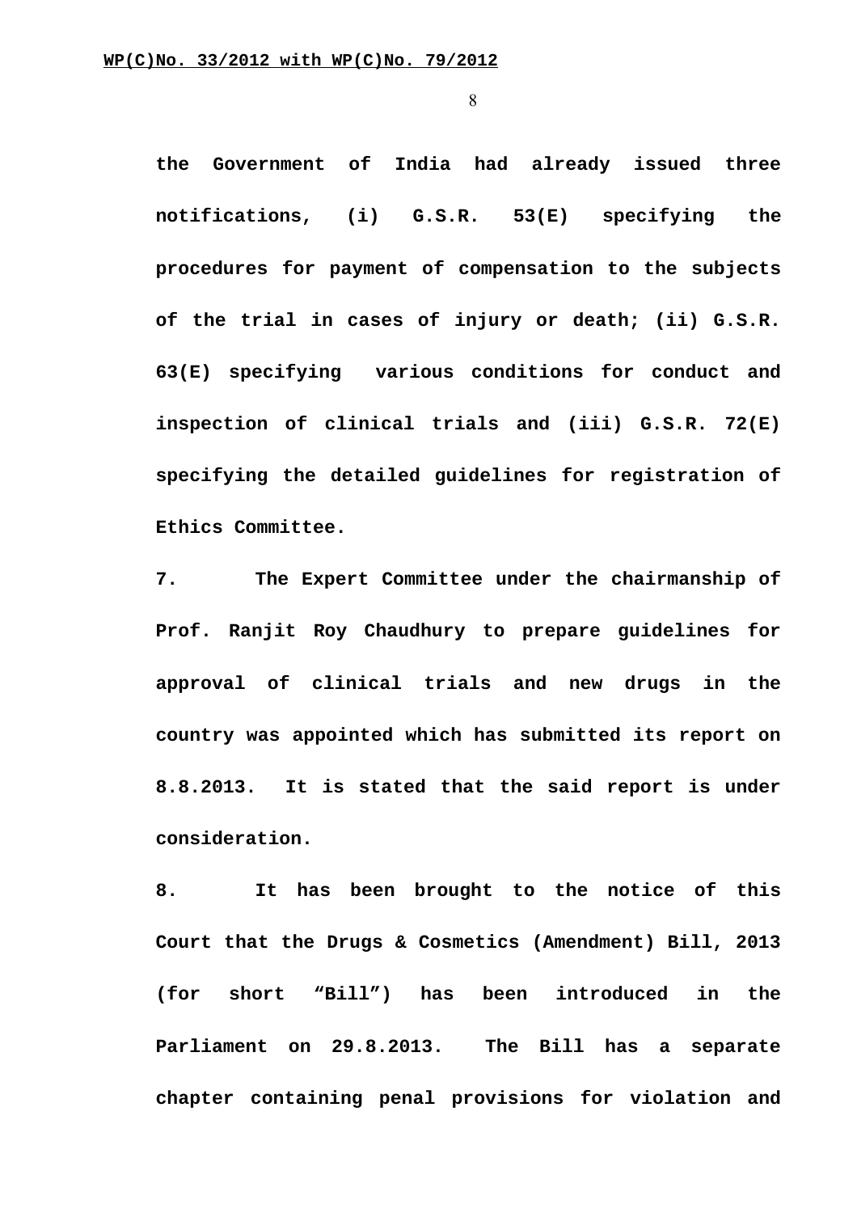**the Government of India had already issued three notifications, (i) G.S.R. 53(E) specifying the procedures for payment of compensation to the subjects of the trial in cases of injury or death; (ii) G.S.R. 63(E) specifying various conditions for conduct and inspection of clinical trials and (iii) G.S.R. 72(E) specifying the detailed guidelines for registration of Ethics Committee.**

**7. The Expert Committee under the chairmanship of Prof. Ranjit Roy Chaudhury to prepare guidelines for approval of clinical trials and new drugs in the country was appointed which has submitted its report on 8.8.2013. It is stated that the said report is under consideration.**

**8. It has been brought to the notice of this Court that the Drugs & Cosmetics (Amendment) Bill, 2013 (for short "Bill") has been introduced in the Parliament on 29.8.2013. The Bill has a separate chapter containing penal provisions for violation and**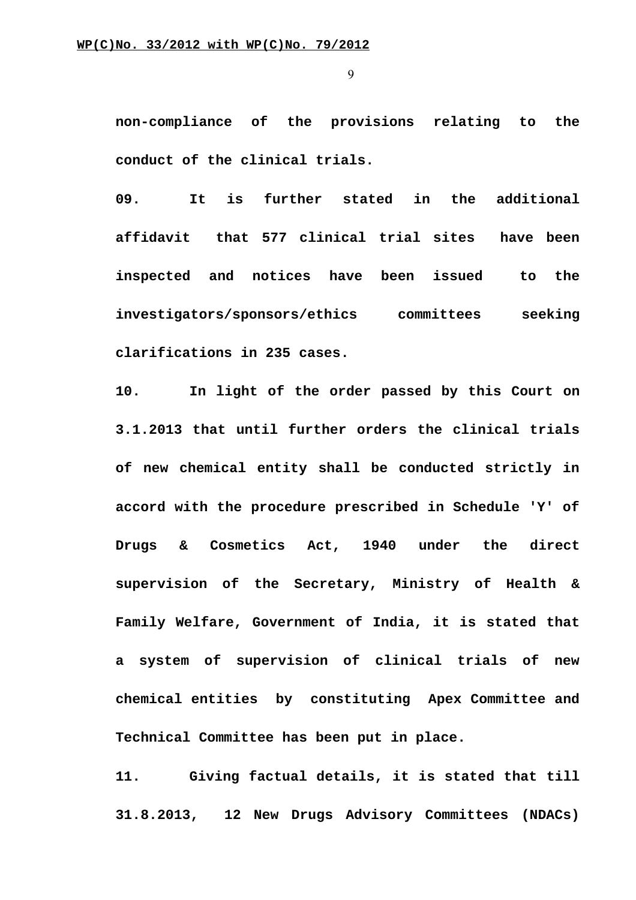**non-compliance of the provisions relating to the conduct of the clinical trials.**

**09.** **It is further stated in the additional affidavit that 577 clinical trial sites have been inspected and notices have been issued to the investigators/sponsors/ethics committees seeking clarifications in 235 cases.**

**10.** **In light of the order passed by this Court on 3.1.2013 that until further orders the clinical trials of new chemical entity shall be conducted strictly in accord with the procedure prescribed in Schedule 'Y' of Drugs & Cosmetics Act, 1940 under the direct supervision of the Secretary, Ministry of Health & Family Welfare, Government of India, it is stated that a system of supervision of clinical trials of new chemical entities by constituting Apex Committee and Technical Committee has been put in place.**

**11.** **Giving factual details, it is stated that till 31.8.2013, 12 New Drugs Advisory Committees (NDACs)**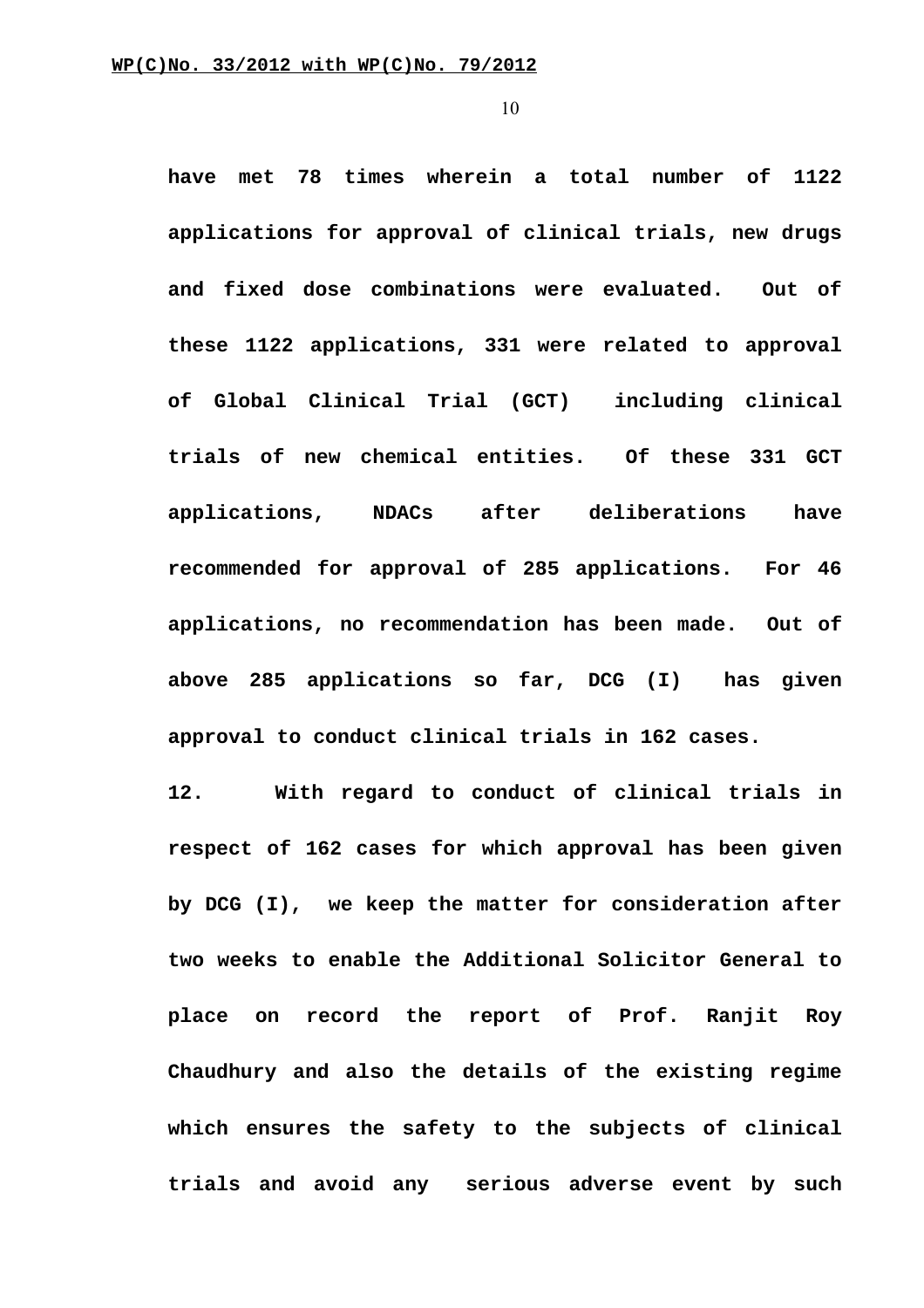**have met 78 times wherein a total number of 1122 applications for approval of clinical trials, new drugs and fixed dose combinations were evaluated. Out of these 1122 applications, 331 were related to approval of Global Clinical Trial (GCT) including clinical trials of new chemical entities. Of these 331 GCT applications, NDACs after deliberations have recommended for approval of 285 applications. For 46 applications, no recommendation has been made. Out of above 285 applications so far, DCG (I) has given approval to conduct clinical trials in 162 cases.**

**12. With regard to conduct of clinical trials in respect of 162 cases for which approval has been given by DCG (I), we keep the matter for consideration after two weeks to enable the Additional Solicitor General to place on record the report of Prof. Ranjit Roy Chaudhury and also the details of the existing regime which ensures the safety to the subjects of clinical trials and avoid any serious adverse event by such**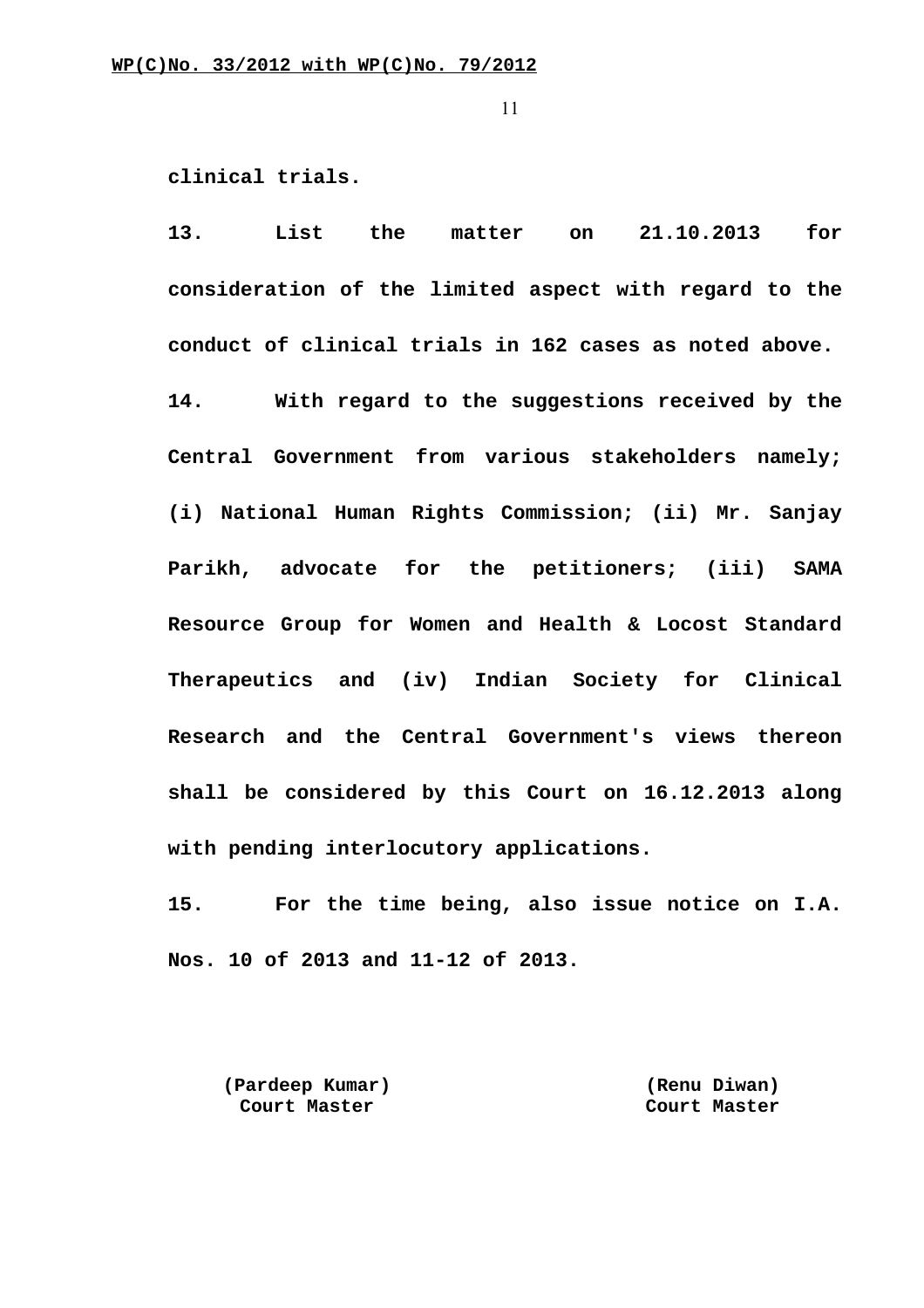**clinical trials.**

**13. List the matter on 21.10.2013 for consideration of the limited aspect with regard to the conduct of clinical trials in 162 cases as noted above.**

**14. With regard to the suggestions received by the Central Government from various stakeholders namely; (i) National Human Rights Commission; (ii) Mr. Sanjay Parikh, advocate for the petitioners; (iii) SAMA Resource Group for Women and Health & Locost Standard Therapeutics and (iv) Indian Society for Clinical Research and the Central Government's views thereon shall be considered by this Court on 16.12.2013 along with pending interlocutory applications.**

**15. For the time being, also issue notice on I.A. Nos. 10 of 2013 and 11-12 of 2013.**

| | |
|---|---|
| **(Pardeep Kumar)** | **(Renu Diwan)** |
| **Court Master** | **Court Master** |